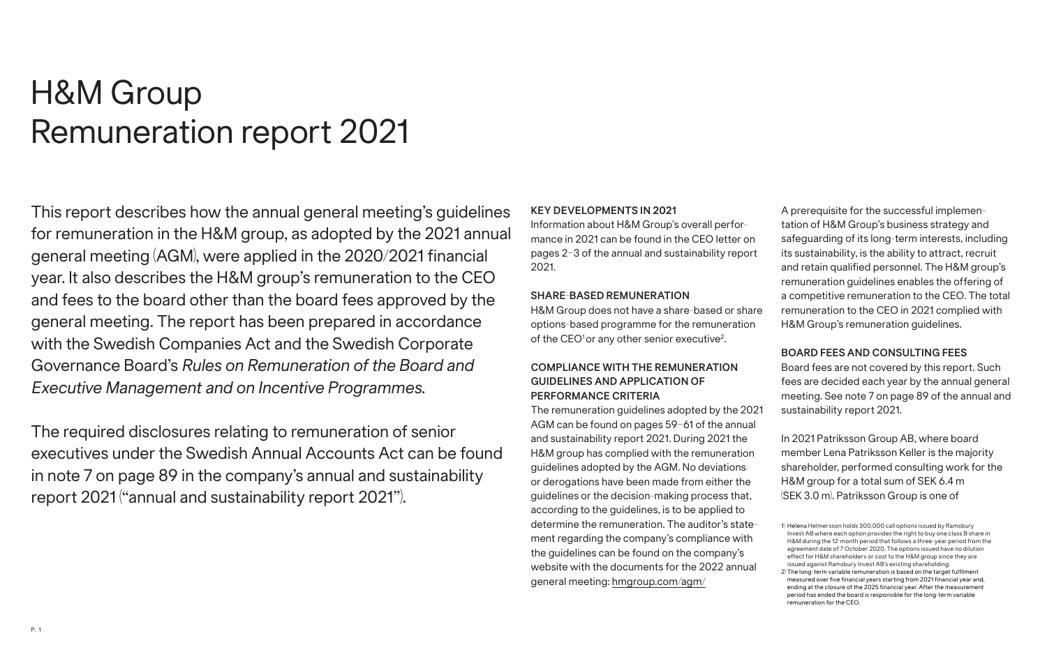# H&M Group Remuneration report 2021

This report describes how the annual general meeting's guidelines for remuneration in the H&M group, as adopted by the 2021 annual general meeting (AGM), were applied in the 2020/2021 financial year. It also describes the H&M group's remuneration to the CEO and fees to the board other than the board fees approved by the general meeting. The report has been prepared in accordance with the Swedish Companies Act and the Swedish Corporate Governance Board's *Rules on Remuneration of the Board and Executive Management and on Incentive Programmes*.

The required disclosures relating to remuneration of senior executives under the Swedish Annual Accounts Act can be found in note 7 on page 89 in the company's annual and sustainability report 2021 ("annual and sustainability report 2021").

### KEY DEVELOPMENTS IN 2021

Information about H&M Group's overall performance in 2021 can be found in the CEO letter on pages 2–3 of the annual and sustainability report 2021.

### SHARE-BASED REMUNERATION

H&M Group does not have a share-based or share options-based programme for the remuneration of the CEO[1] or any other senior executive[2].

### COMPLIANCE WITH THE REMUNERATION GUIDELINES AND APPLICATION OF PERFORMANCE CRITERIA

The remuneration guidelines adopted by the 2021 AGM can be found on pages 59–61 of the annual and sustainability report 2021. During 2021 the H&M group has complied with the remuneration guidelines adopted by the AGM. No deviations or derogations have been made from either the guidelines or the decision-making process that, according to the guidelines, is to be applied to determine the remuneration. The auditor's statement regarding the company's compliance with the guidelines can be found on the company's website with the documents for the 2022 annual general meeting: hmgroup.com/agm/

A prerequisite for the successful implementation of H&M Group's business strategy and safeguarding of its long-term interests, including its sustainability, is the ability to attract, recruit and retain qualified personnel. The H&M group's remuneration guidelines enables the offering of a competitive remuneration to the CEO. The total remuneration to the CEO in 2021 complied with H&M Group's remuneration guidelines.

### BOARD FEES AND CONSULTING FEES

Board fees are not covered by this report. Such fees are decided each year by the annual general meeting. See note 7 on page 89 of the annual and sustainability report 2021.

In 2021 Patriksson Group AB, where board member Lena Patriksson Keller is the majority shareholder, performed consulting work for the H&M group for a total sum of SEK 6.4 m (SEK 3.0 m). Patriksson Group is one of

1) Helena Helmersson holds 300,000 call options issued by Ramsbury Invest AB where each option provides the right to buy one class B share in H&M during the 12-month period that follows a three-year period from the agreement date of 7 October 2020. The options issued have no dilution effect for H&M shareholders or cost to the H&M group since they are issued against Ramsbury Invest AB's existing shareholding.

2) The long-term variable remuneration is based on the target fulfilment measured over five financial years starting from 2021 financial year and, ending at the closure of the 2025 financial year. After the measurement period has ended the board is responsible for the long-term variable remuneration for the CEO.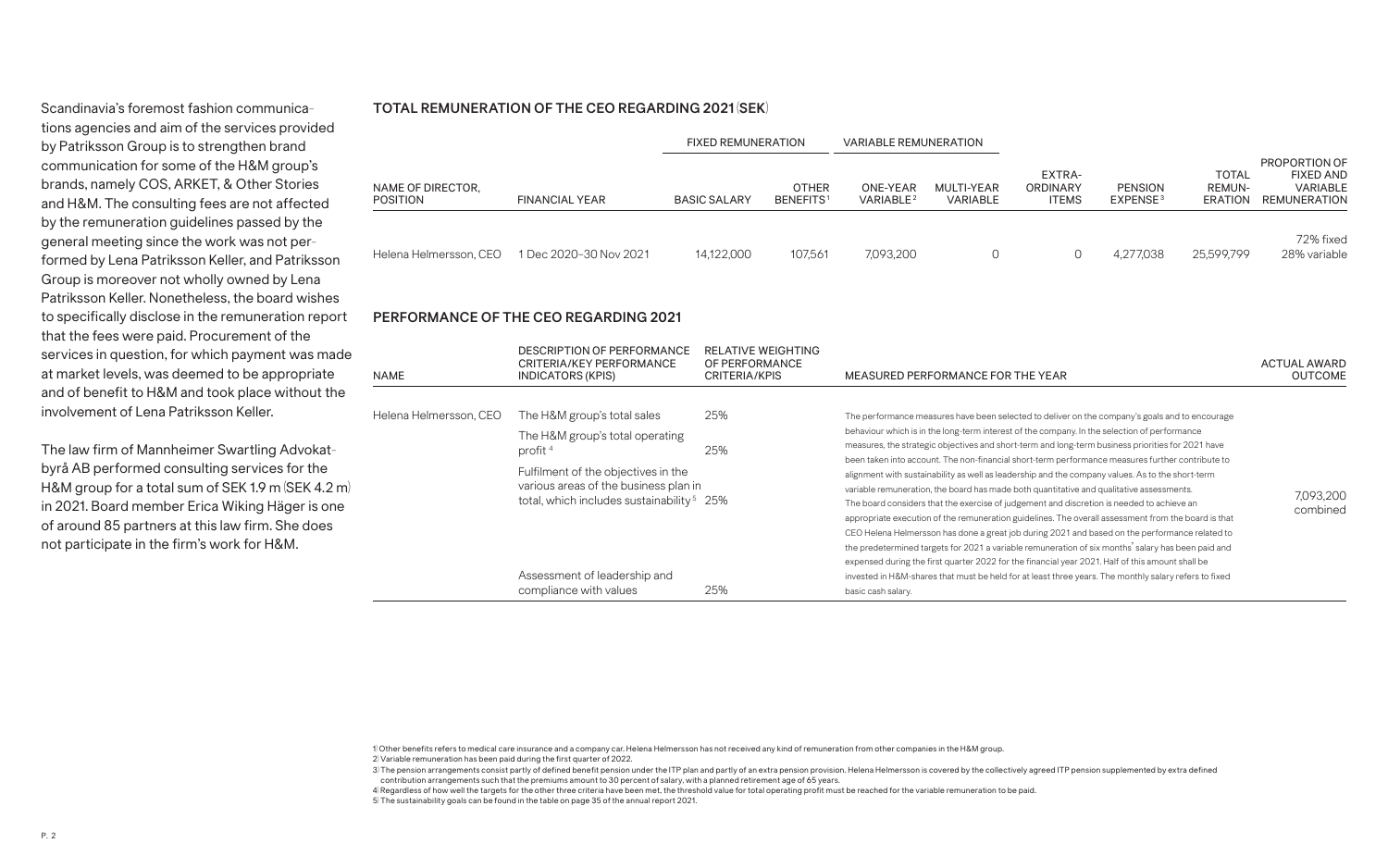Scandinavia's foremost fashion communications agencies and aim of the services provided by Patriksson Group is to strengthen brand communication for some of the H&M group's brands, namely COS, ARKET, & Other Stories and H&M. The consulting fees are not affected by the remuneration guidelines passed by the general meeting since the work was not performed by Lena Patriksson Keller, and Patriksson Group is moreover not wholly owned by Lena Patriksson Keller. Nonetheless, the board wishes to specifically disclose in the remuneration report that the fees were paid. Procurement of the services in question, for which payment was made at market levels, was deemed to be appropriate and of benefit to H&M and took place without the involvement of Lena Patriksson Keller.

The law firm of Mannheimer Swartling Advokatbyrå AB performed consulting services for the H&M group for a total sum of SEK 1.9 m (SEK 4.2 m) in 2021. Board member Erica Wiking Häger is one of around 85 partners at this law firm. She does not participate in the firm's work for H&M.

## TOTAL REMUNERATION OF THE CEO REGARDING 2021 (SEK)

| | | FIXED REMUNERATION | | VARIABLE REMUNERATION | | | | | |
|---|---|---|---|---|---|---|---|---|---|
| NAME OF DIRECTOR, POSITION | FINANCIAL YEAR | BASIC SALARY | OTHER BENEFITS [1] | ONE-YEAR VARIABLE [2] | MULTI-YEAR VARIABLE | EXTRA-ORDINARY ITEMS | PENSION EXPENSE [3] | TOTAL REMUNERATION | PROPORTION OF FIXED AND VARIABLE REMUNERATION |
| Helena Helmersson, CEO | 1 Dec 2020–30 Nov 2021 | 14,122,000 | 107,561 | 7,093,200 | 0 | 0 | 4,277,038 | 25,599,799 | 72% fixed 28% variable |

## PERFORMANCE OF THE CEO REGARDING 2021

| NAME | DESCRIPTION OF PERFORMANCE CRITERIA/KEY PERFORMANCE INDICATORS (KPIS) | RELATIVE WEIGHTING OF PERFORMANCE CRITERIA/KPIS | MEASURED PERFORMANCE FOR THE YEAR | ACTUAL AWARD OUTCOME |
|---|---|---|---|---|
| Helena Helmersson, CEO | The H&M group's total sales | 25% | The performance measures have been selected to deliver on the company's goals and to encourage behaviour which is in the long-term interest of the company. In the selection of performance measures, the strategic objectives and short-term and long-term business priorities for 2021 have been taken into account. The non-financial short-term performance measures further contribute to alignment with sustainability as well as leadership and the company values. As to the short-term variable remuneration, the board has made both quantitative and qualitative assessments. The board considers that the exercise of judgement and discretion is needed to achieve an appropriate execution of the remuneration guidelines. The overall assessment from the board is that CEO Helena Helmersson has done a great job during 2021 and based on the performance related to the predetermined targets for 2021 a variable remuneration of six months' salary has been paid and expensed during the first quarter 2022 for the financial year 2021. Half of this amount shall be invested in H&M-shares that must be held for at least three years. The monthly salary refers to fixed basic cash salary. | 7,093,200 combined |
| | The H&M group's total operating profit [4] | 25% | | |
| | Fulfilment of the objectives in the various areas of the business plan in total, which includes sustainability [5] | 25% | | |
| | Assessment of leadership and compliance with values | 25% | | |

1) Other benefits refers to medical care insurance and a company car. Helena Helmersson has not received any kind of remuneration from other companies in the H&M group.
2) Variable remuneration has been paid during the first quarter of 2022.
3) The pension arrangements consist partly of defined benefit pension under the ITP plan and partly of an extra pension provision. Helena Helmersson is covered by the collectively agreed ITP pension supplemented by extra defined contribution arrangements such that the premiums amount to 30 percent of salary, with a planned retirement age of 65 years.
4) Regardless of how well the targets for the other three criteria have been met, the threshold value for total operating profit must be reached for the variable remuneration to be paid.
5) The sustainability goals can be found in the table on page 35 of the annual report 2021.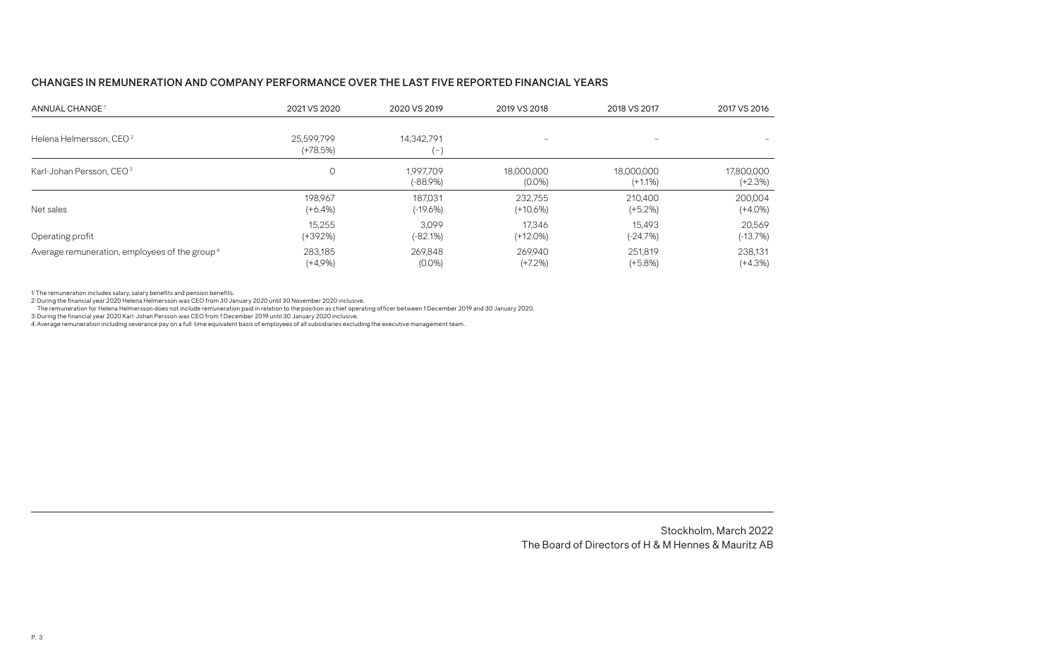## CHANGES IN REMUNERATION AND COMPANY PERFORMANCE OVER THE LAST FIVE REPORTED FINANCIAL YEARS

| ANNUAL CHANGE[1] | 2021 VS 2020 | 2020 VS 2019 | 2019 VS 2018 | 2018 VS 2017 | 2017 VS 2016 |
|---|---|---|---|---|---|
| Helena Helmersson, CEO[2] | 25,599,799 (+78.5%) | 14,342,791 (–) | – | – | – |
| Karl-Johan Persson, CEO[3] | 0 | 1,997,709 (-88.9%) | 18,000,000 (0.0%) | 18,000,000 (+1.1%) | 17,800,000 (+2.3%) |
| Net sales | 198,967 (+6.4%) | 187,031 (-19.6%) | 232,755 (+10.6%) | 210,400 (+5.2%) | 200,004 (+4.0%) |
| Operating profit | 15,255 (+392%) | 3,099 (-82.1%) | 17,346 (+12.0%) | 15,493 (-24.7%) | 20,569 (-13.7%) |
| Average remuneration, employees of the group[4] | 283,185 (+4,9%) | 269,848 (0.0%) | 269,940 (+7.2%) | 251,819 (+5.8%) | 238,131 (+4.3%) |

1| The remuneration includes salary, salary benefits and pension benefits.

2| During the financial year 2020 Helena Helmersson was CEO from 30 January 2020 until 30 November 2020 inclusive.
The remuneration for Helena Helmersson does not include remuneration paid in relation to the position as chief operating officer between 1 December 2019 and 30 January 2020.

3| During the financial year 2020 Karl-Johan Persson was CEO from 1 December 2019 until 30 January 2020 inclusive.

4| Average remuneration including severance pay on a full-time equivalent basis of employees of all subsidiaries excluding the executive management team.

Stockholm, March 2022
The Board of Directors of H & M Hennes & Mauritz AB